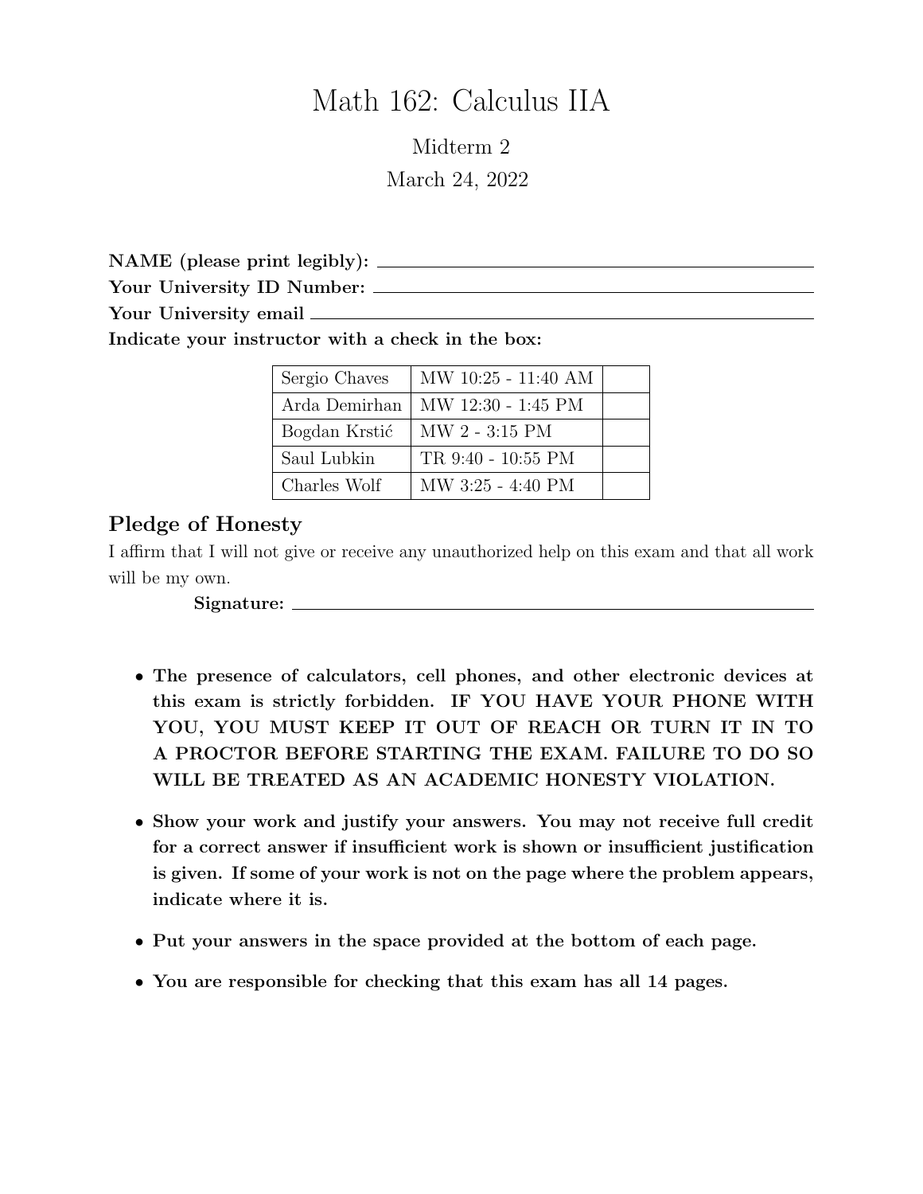# Math 162: Calculus IIA

## Midterm 2

March 24, 2022

**NAME (please print legibly):** ______________________________

**Your University ID Number:** ______________________________

**Your University email** ______________________________

**Indicate your instructor with a check in the box:**

| | | |
|---|---|---|
| Sergio Chaves | MW 10:25 - 11:40 AM | |
| Arda Demirhan | MW 12:30 - 1:45 PM | |
| Bogdan Krstić | MW 2 - 3:15 PM | |
| Saul Lubkin | TR 9:40 - 10:55 PM | |
| Charles Wolf | MW 3:25 - 4:40 PM | |

## Pledge of Honesty

I affirm that I will not give or receive any unauthorized help on this exam and that all work will be my own.

**Signature:** ______________________________

- **The presence of calculators, cell phones, and other electronic devices at this exam is strictly forbidden. IF YOU HAVE YOUR PHONE WITH YOU, YOU MUST KEEP IT OUT OF REACH OR TURN IT IN TO A PROCTOR BEFORE STARTING THE EXAM. FAILURE TO DO SO WILL BE TREATED AS AN ACADEMIC HONESTY VIOLATION.**
- **Show your work and justify your answers. You may not receive full credit for a correct answer if insufficient work is shown or insufficient justification is given. If some of your work is not on the page where the problem appears, indicate where it is.**
- **Put your answers in the space provided at the bottom of each page.**
- **You are responsible for checking that this exam has all 14 pages.**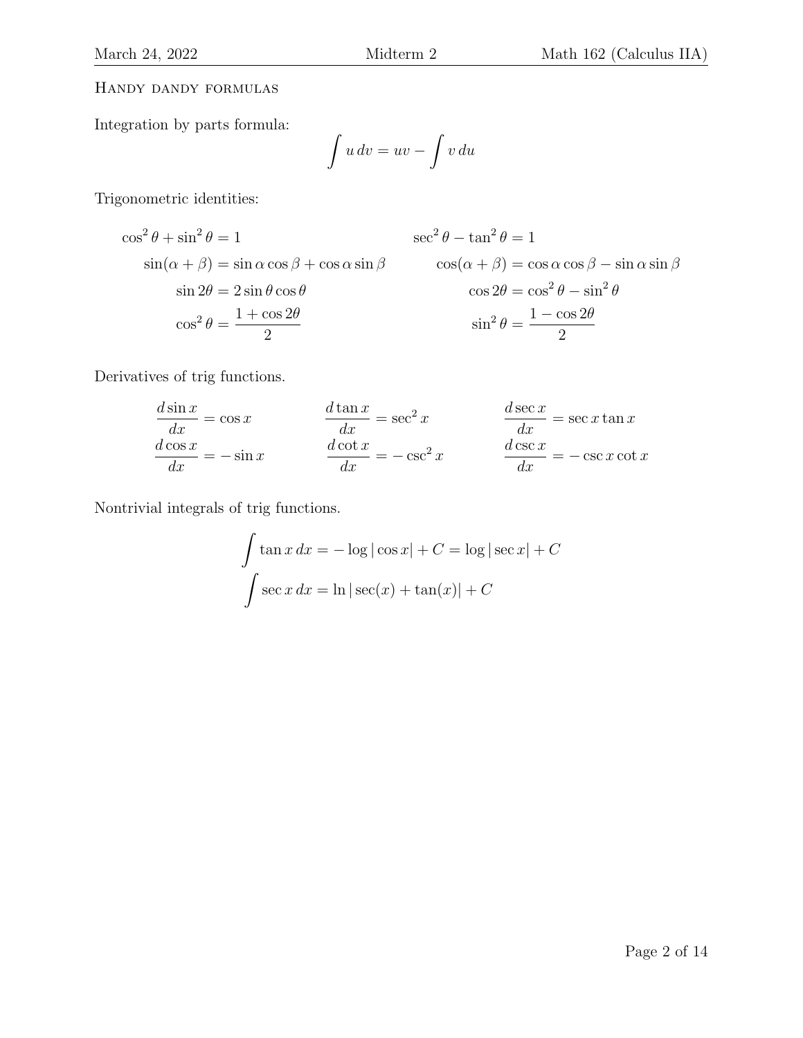## Handy dandy formulas

Integration by parts formula:

$$\int u\,dv = uv - \int v\,du$$

Trigonometric identities:

$$\cos^2\theta + \sin^2\theta = 1 \qquad \sec^2\theta - \tan^2\theta = 1$$

$$\sin(\alpha+\beta) = \sin\alpha\cos\beta + \cos\alpha\sin\beta \qquad \cos(\alpha+\beta) = \cos\alpha\cos\beta - \sin\alpha\sin\beta$$

$$\sin 2\theta = 2\sin\theta\cos\theta \qquad \cos 2\theta = \cos^2\theta - \sin^2\theta$$

$$\cos^2\theta = \frac{1+\cos 2\theta}{2} \qquad \sin^2\theta = \frac{1-\cos 2\theta}{2}$$

Derivatives of trig functions.

$$\frac{d\sin x}{dx} = \cos x \qquad \frac{d\tan x}{dx} = \sec^2 x \qquad \frac{d\sec x}{dx} = \sec x\tan x$$

$$\frac{d\cos x}{dx} = -\sin x \qquad \frac{d\cot x}{dx} = -\csc^2 x \qquad \frac{d\csc x}{dx} = -\csc x\cot x$$

Nontrivial integrals of trig functions.

$$\int \tan x\,dx = -\log|\cos x| + C = \log|\sec x| + C$$

$$\int \sec x\,dx = \ln|\sec(x) + \tan(x)| + C$$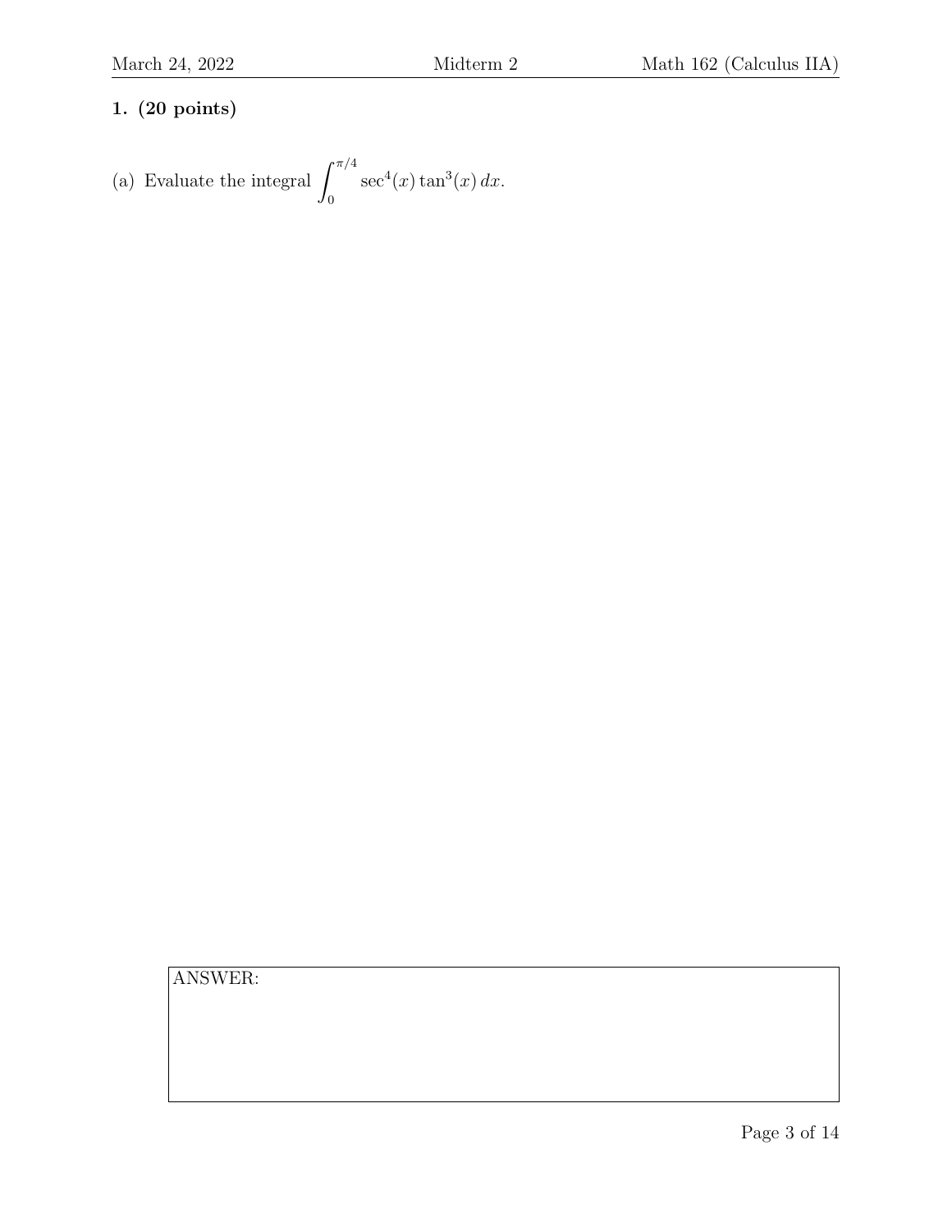**1. (20 points)**

(a) Evaluate the integral $\int_0^{\pi/4} \sec^4(x) \tan^3(x)\, dx$.

ANSWER: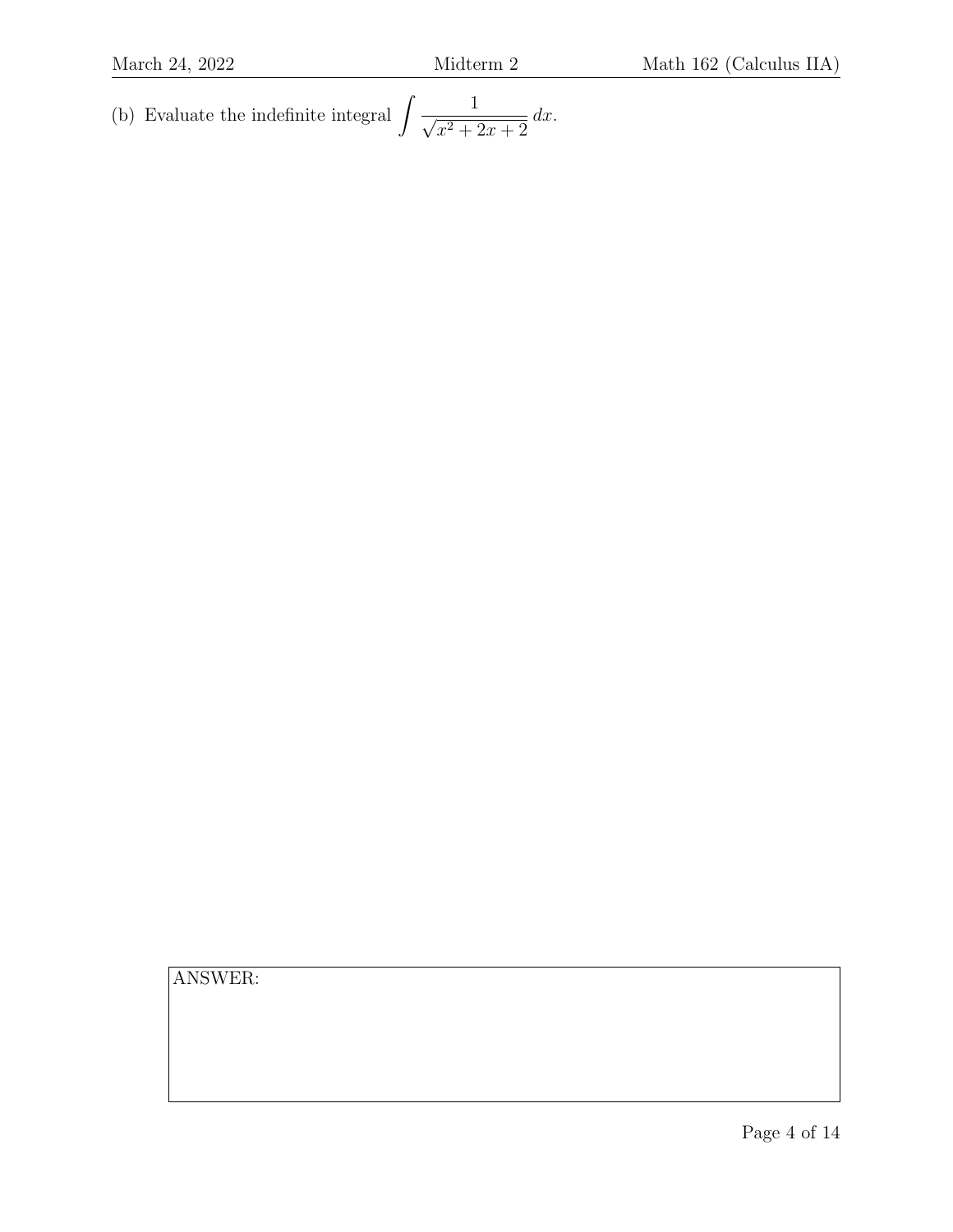(b) Evaluate the indefinite integral $\displaystyle\int \frac{1}{\sqrt{x^2 + 2x + 2}}\, dx$.

ANSWER: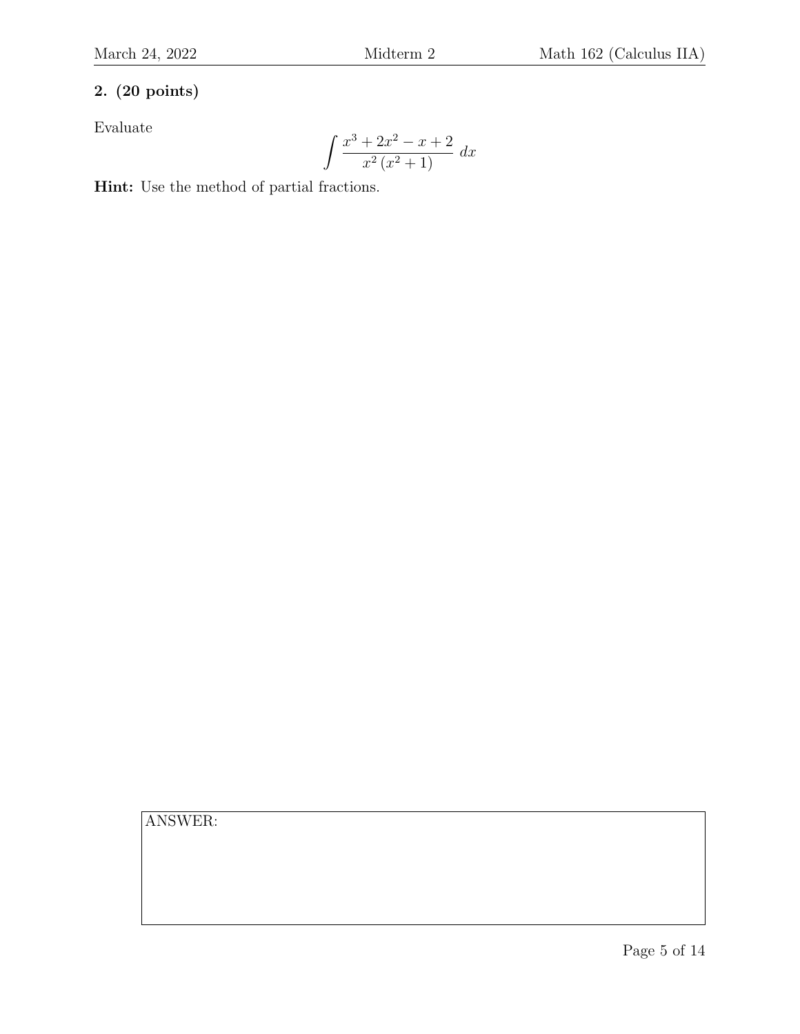**2. (20 points)**

Evaluate

$$\int \frac{x^3 + 2x^2 - x + 2}{x^2\,(x^2 + 1)}\,dx$$

**Hint:** Use the method of partial fractions.

ANSWER: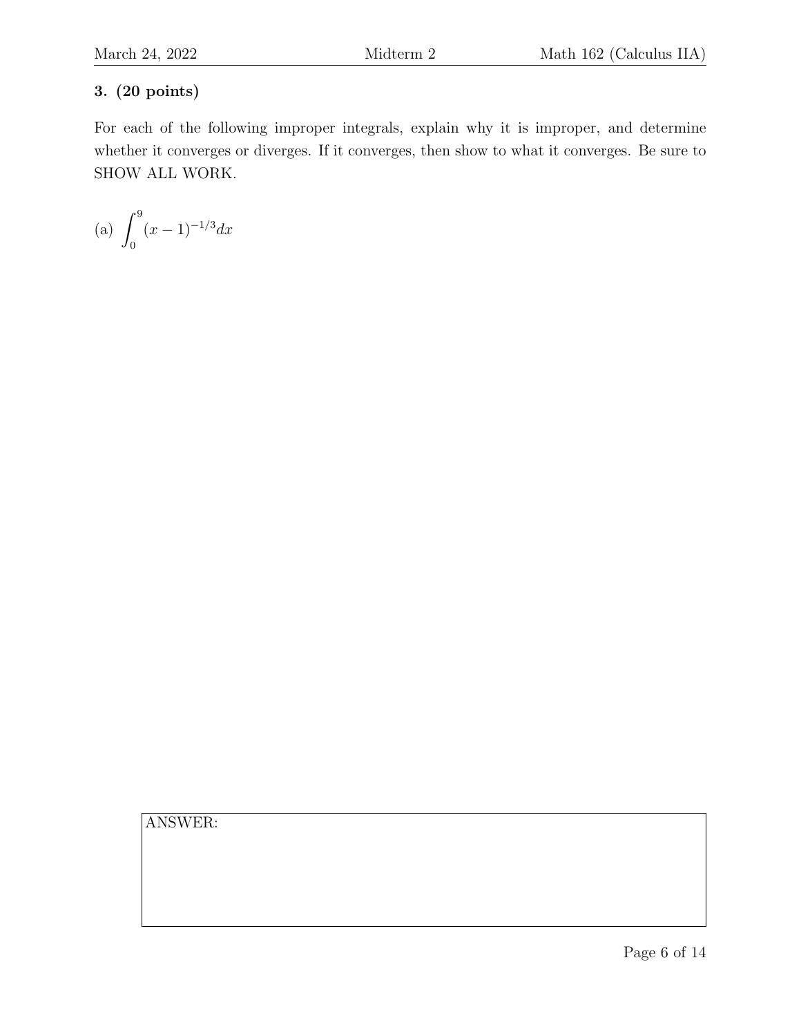**3. (20 points)**

For each of the following improper integrals, explain why it is improper, and determine whether it converges or diverges. If it converges, then show to what it converges. Be sure to SHOW ALL WORK.

(a) $\displaystyle\int_0^9 (x-1)^{-1/3} dx$

ANSWER: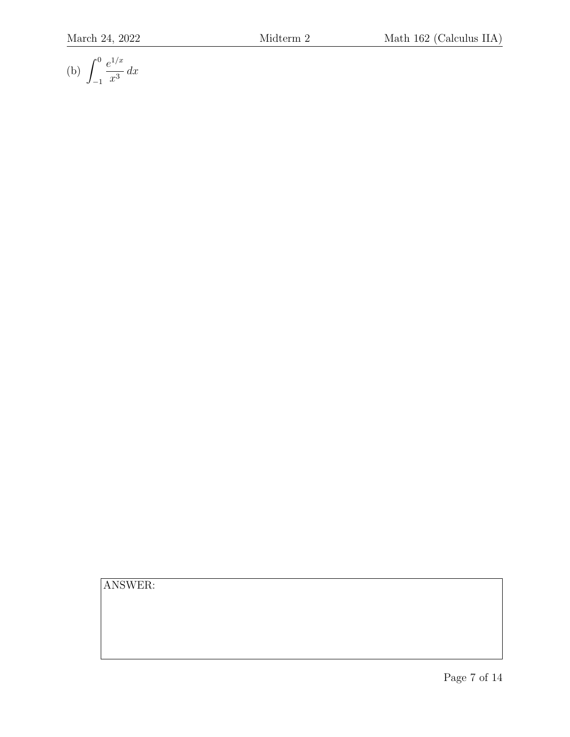(b) $\int_{-1}^{0} \frac{e^{1/x}}{x^3} \, dx$

ANSWER: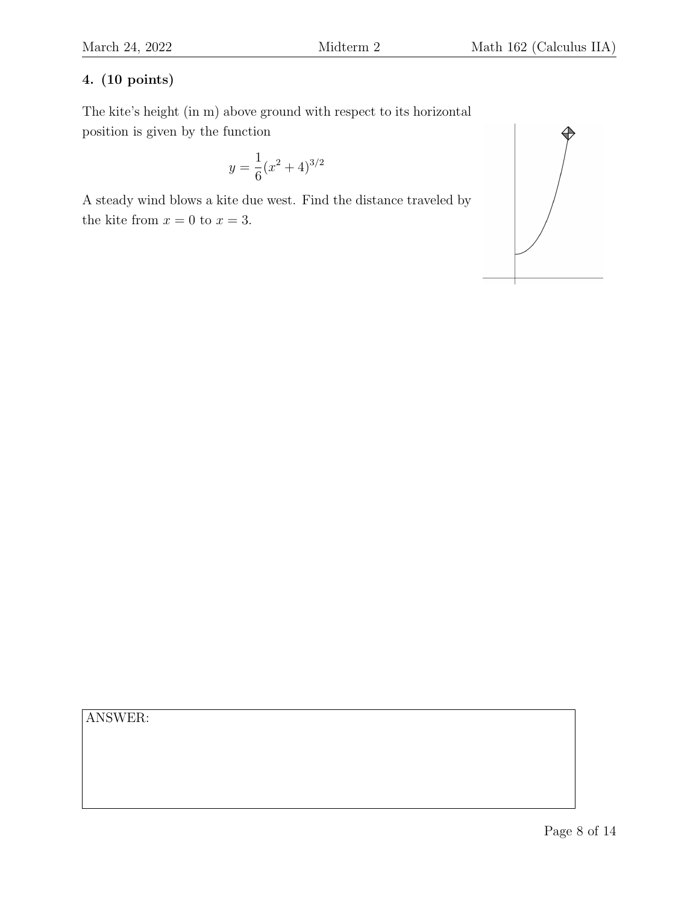### 4. (10 points)

The kite's height (in m) above ground with respect to its horizontal position is given by the function

$$y = \frac{1}{6}(x^2 + 4)^{3/2}$$

A steady wind blows a kite due west. Find the distance traveled by the kite from $x = 0$ to $x = 3$.

ANSWER: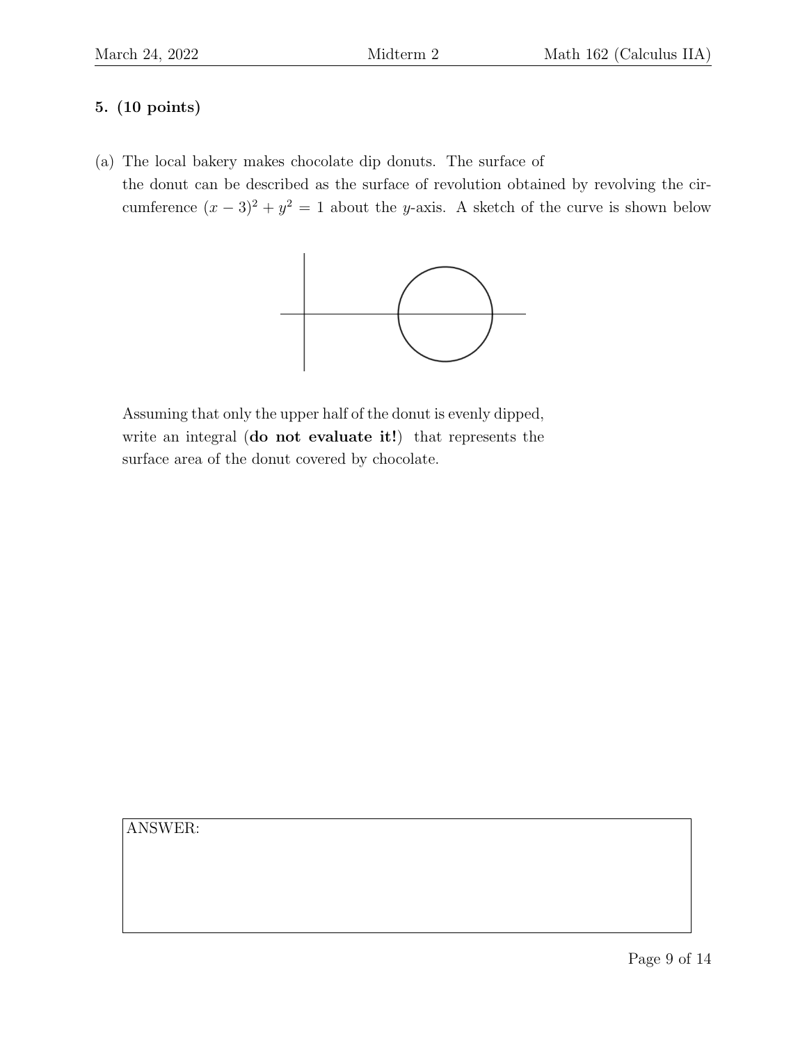**5. (10 points)**

(a) The local bakery makes chocolate dip donuts. The surface of the donut can be described as the surface of revolution obtained by revolving the circumference $(x-3)^2 + y^2 = 1$ about the $y$-axis. A sketch of the curve is shown below

Assuming that only the upper half of the donut is evenly dipped, write an integral (**do not evaluate it!**) that represents the surface area of the donut covered by chocolate.

ANSWER: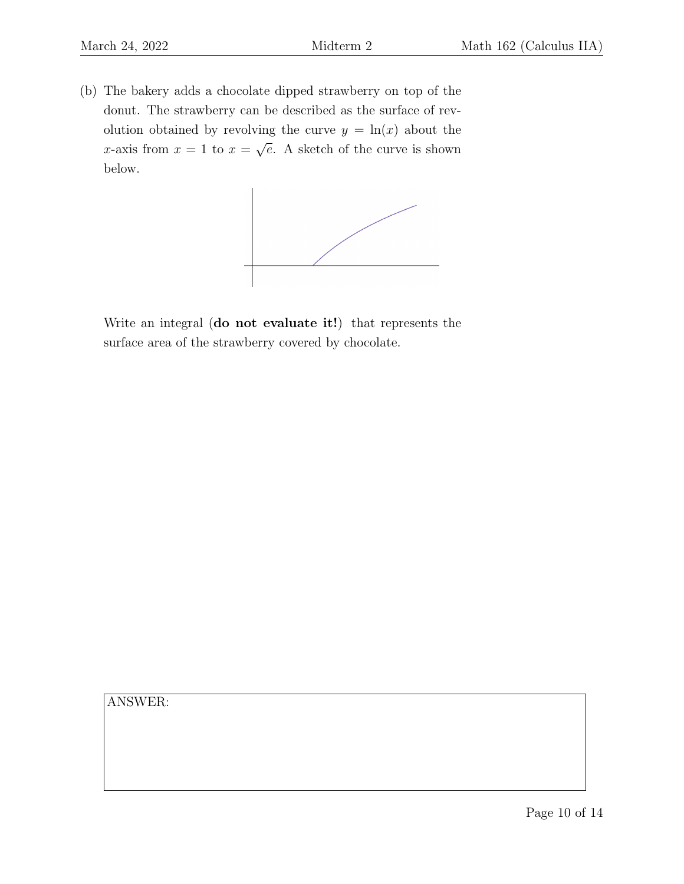(b) The bakery adds a chocolate dipped strawberry on top of the donut. The strawberry can be described as the surface of revolution obtained by revolving the curve $y = \ln(x)$ about the $x$-axis from $x = 1$ to $x = \sqrt{e}$. A sketch of the curve is shown below.

Write an integral (**do not evaluate it!**) that represents the surface area of the strawberry covered by chocolate.

ANSWER: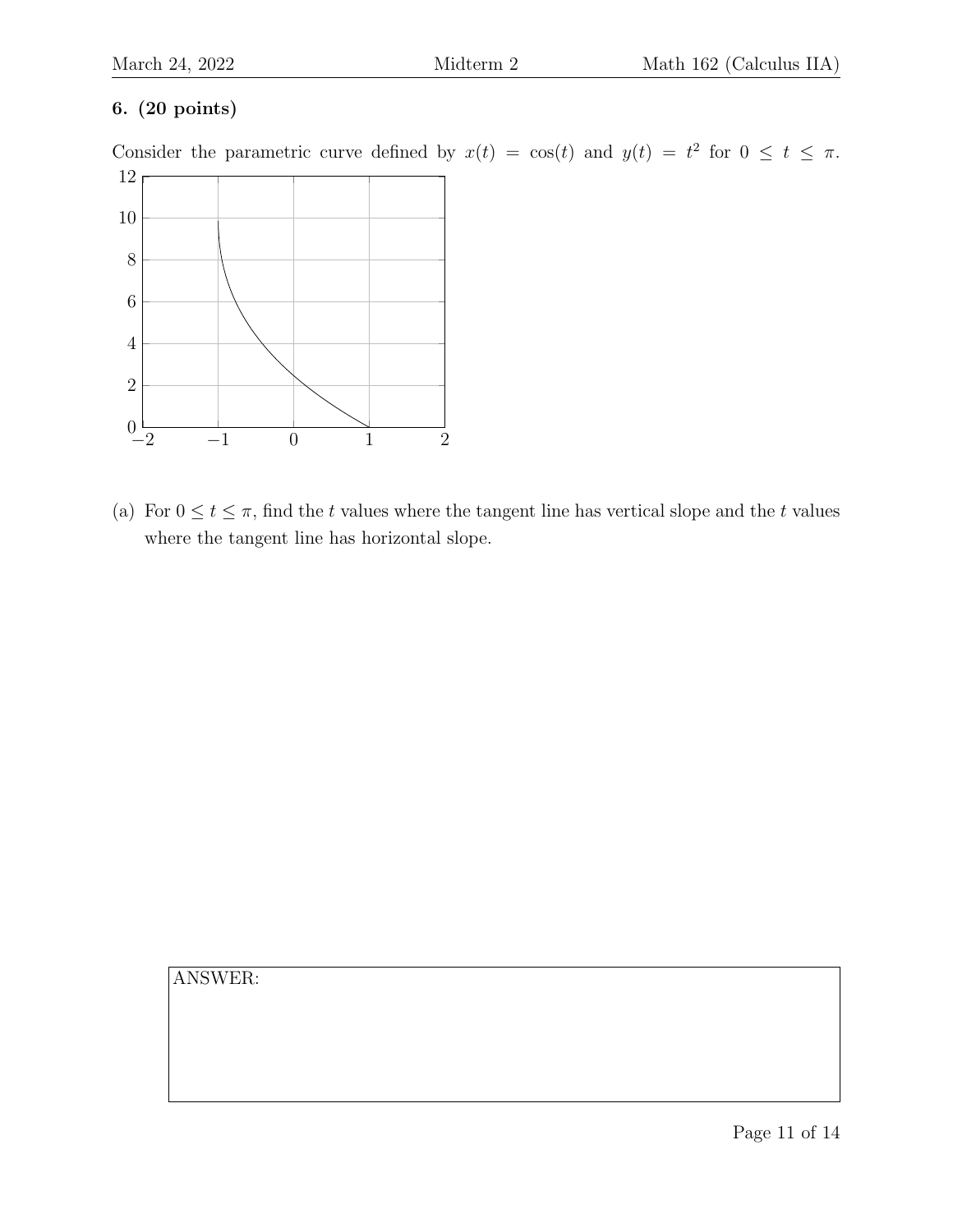**6. (20 points)**

Consider the parametric curve defined by $x(t) = \cos(t)$ and $y(t) = t^2$ for $0 \leq t \leq \pi$.

(a) For $0 \leq t \leq \pi$, find the $t$ values where the tangent line has vertical slope and the $t$ values where the tangent line has horizontal slope.

ANSWER: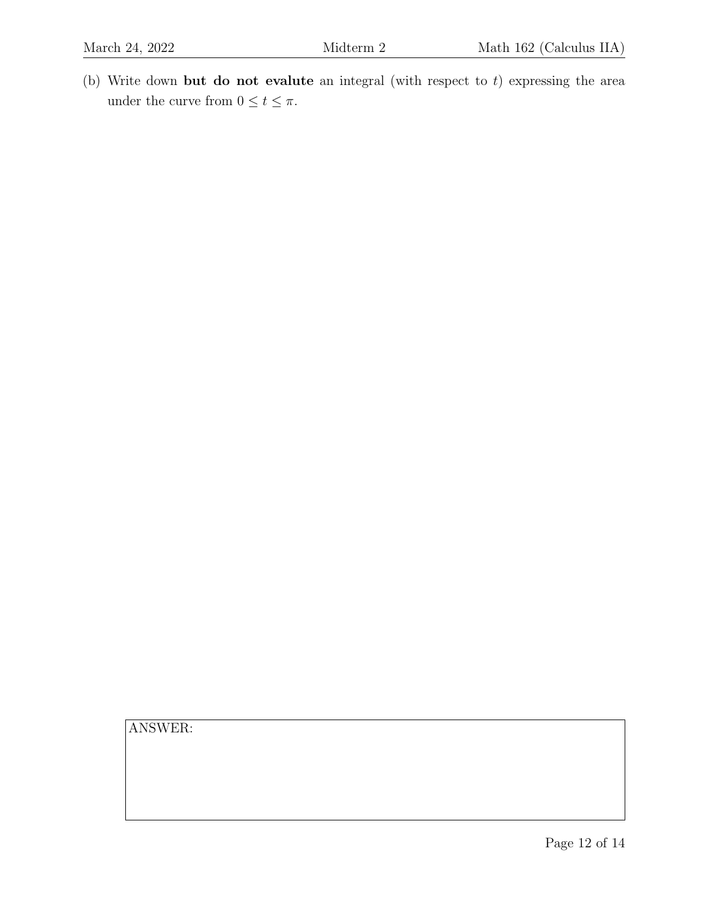(b) Write down **but do not evalute** an integral (with respect to $t$) expressing the area under the curve from $0 \leq t \leq \pi$.

| ANSWER: |
| --- |
| |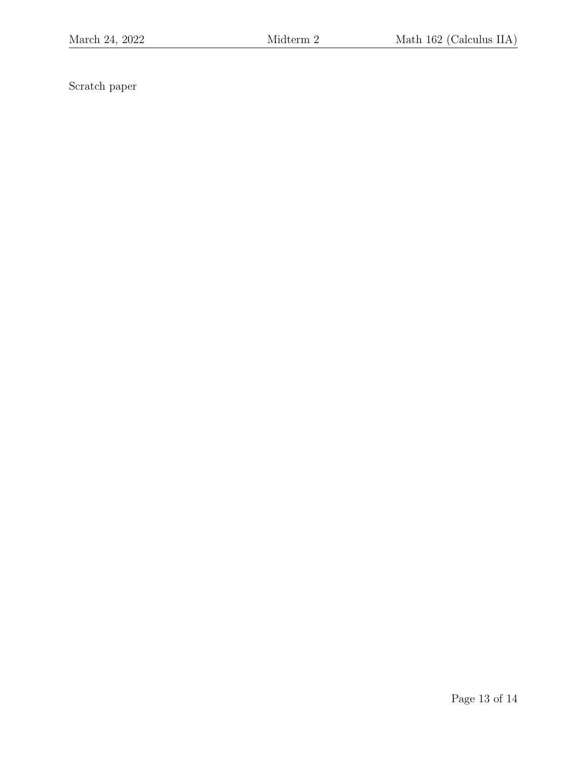Scratch paper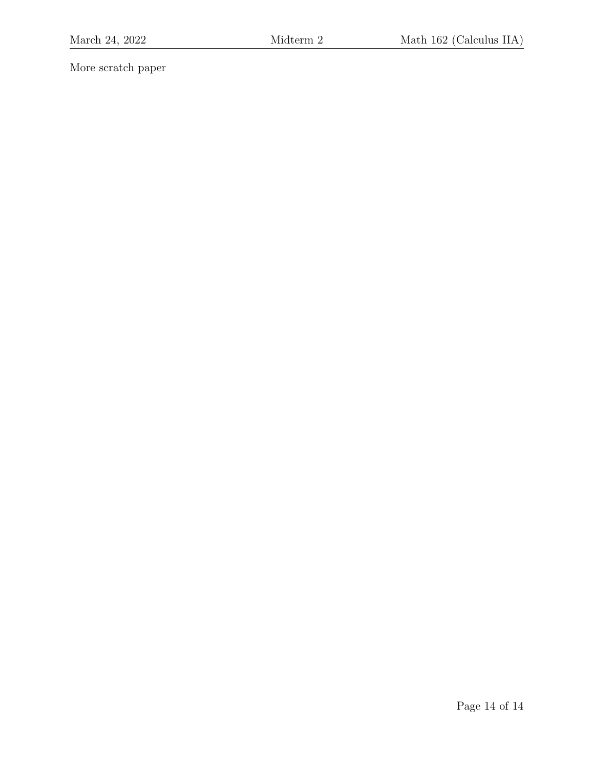More scratch paper